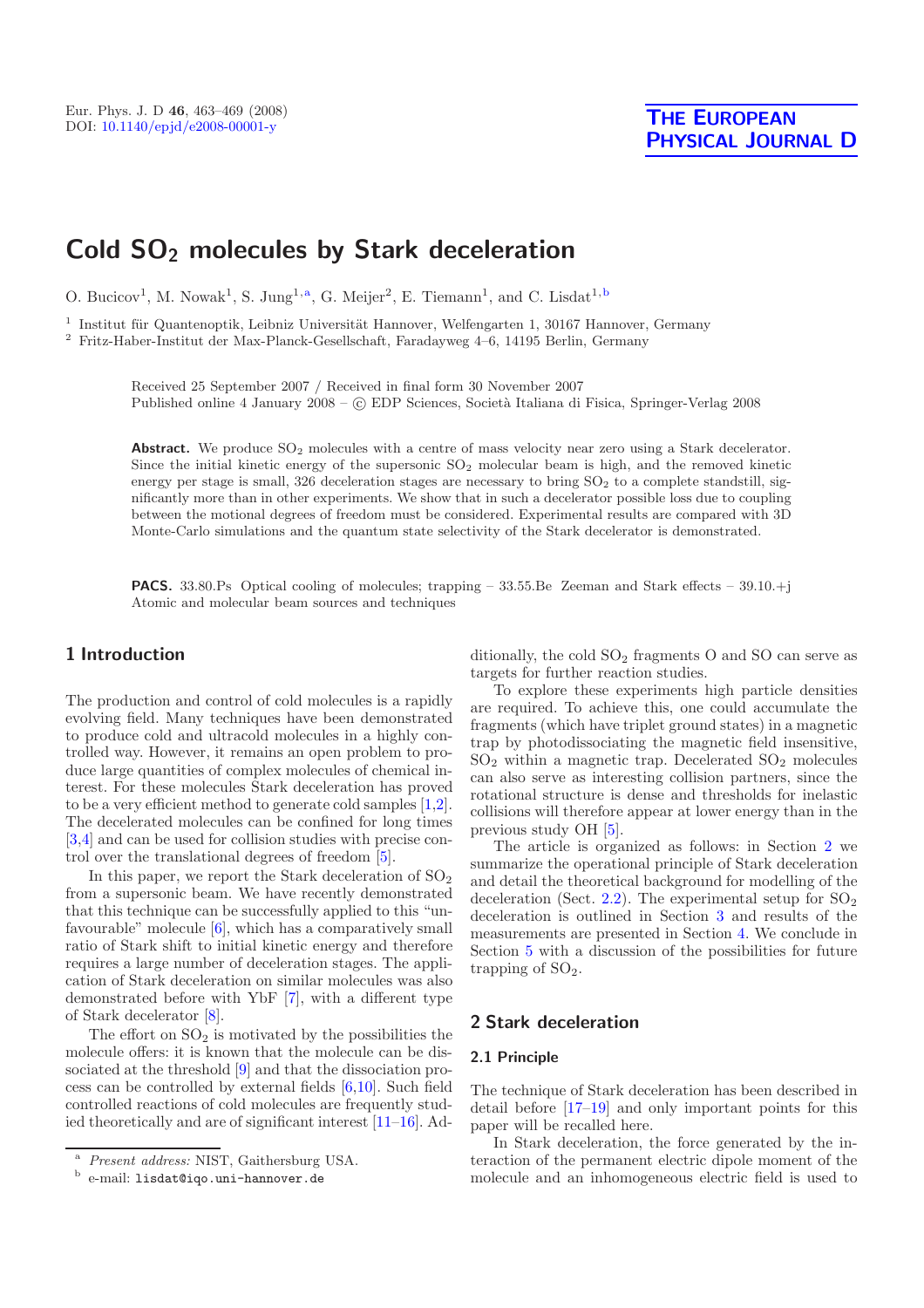# Cold $SO_2$ molecules by Stark deceleration

O. Bucicov[1], M. Nowak[1], S. Jung[1,a], G. Meijer[2], E. Tiemann[1], and C. Lisdat[1,b]

[1] Institut für Quantenoptik, Leibniz Universität Hannover, Welfengarten 1, 30167 Hannover, Germany
[2] Fritz-Haber-Institut der Max-Planck-Gesellschaft, Faradayweg 4–6, 14195 Berlin, Germany

Received 25 September 2007 / Received in final form 30 November 2007
Published online 4 January 2008 – © EDP Sciences, Società Italiana di Fisica, Springer-Verlag 2008

**Abstract.** We produce $SO_2$ molecules with a centre of mass velocity near zero using a Stark decelerator. Since the initial kinetic energy of the supersonic $SO_2$ molecular beam is high, and the removed kinetic energy per stage is small, 326 deceleration stages are necessary to bring $SO_2$ to a complete standstill, significantly more than in other experiments. We show that in such a decelerator possible loss due to coupling between the motional degrees of freedom must be considered. Experimental results are compared with 3D Monte-Carlo simulations and the quantum state selectivity of the Stark decelerator is demonstrated.

**PACS.** 33.80.Ps Optical cooling of molecules; trapping – 33.55.Be Zeeman and Stark effects – 39.10.+j Atomic and molecular beam sources and techniques

## 1 Introduction

The production and control of cold molecules is a rapidly evolving field. Many techniques have been demonstrated to produce cold and ultracold molecules in a highly controlled way. However, it remains an open problem to produce large quantities of complex molecules of chemical interest. For these molecules Stark deceleration has proved to be a very efficient method to generate cold samples [1,2]. The decelerated molecules can be confined for long times [3,4] and can be used for collision studies with precise control over the translational degrees of freedom [5].

In this paper, we report the Stark deceleration of $SO_2$ from a supersonic beam. We have recently demonstrated that this technique can be successfully applied to this "unfavourable" molecule [6], which has a comparatively small ratio of Stark shift to initial kinetic energy and therefore requires a large number of deceleration stages. The application of Stark deceleration on similar molecules was also demonstrated before with YbF [7], with a different type of Stark decelerator [8].

The effort on $SO_2$ is motivated by the possibilities the molecule offers: it is known that the molecule can be dissociated at the threshold [9] and that the dissociation process can be controlled by external fields [6,10]. Such field controlled reactions of cold molecules are frequently studied theoretically and are of significant interest [11–16]. Additionally, the cold $SO_2$ fragments O and SO can serve as targets for further reaction studies.

To explore these experiments high particle densities are required. To achieve this, one could accumulate the fragments (which have triplet ground states) in a magnetic trap by photodissociating the magnetic field insensitive, $SO_2$ within a magnetic trap. Decelerated $SO_2$ molecules can also serve as interesting collision partners, since the rotational structure is dense and thresholds for inelastic collisions will therefore appear at lower energy than in the previous study OH [5].

The article is organized as follows: in Section 2 we summarize the operational principle of Stark deceleration and detail the theoretical background for modelling of the deceleration (Sect. 2.2). The experimental setup for $SO_2$ deceleration is outlined in Section 3 and results of the measurements are presented in Section 4. We conclude in Section 5 with a discussion of the possibilities for future trapping of $SO_2$.

## 2 Stark deceleration

### 2.1 Principle

The technique of Stark deceleration has been described in detail before [17–19] and only important points for this paper will be recalled here.

In Stark deceleration, the force generated by the interaction of the permanent electric dipole moment of the molecule and an inhomogeneous electric field is used to

---

[a] *Present address:* NIST, Gaithersburg USA.

[b] e-mail: lisdat@iqo.uni-hannover.de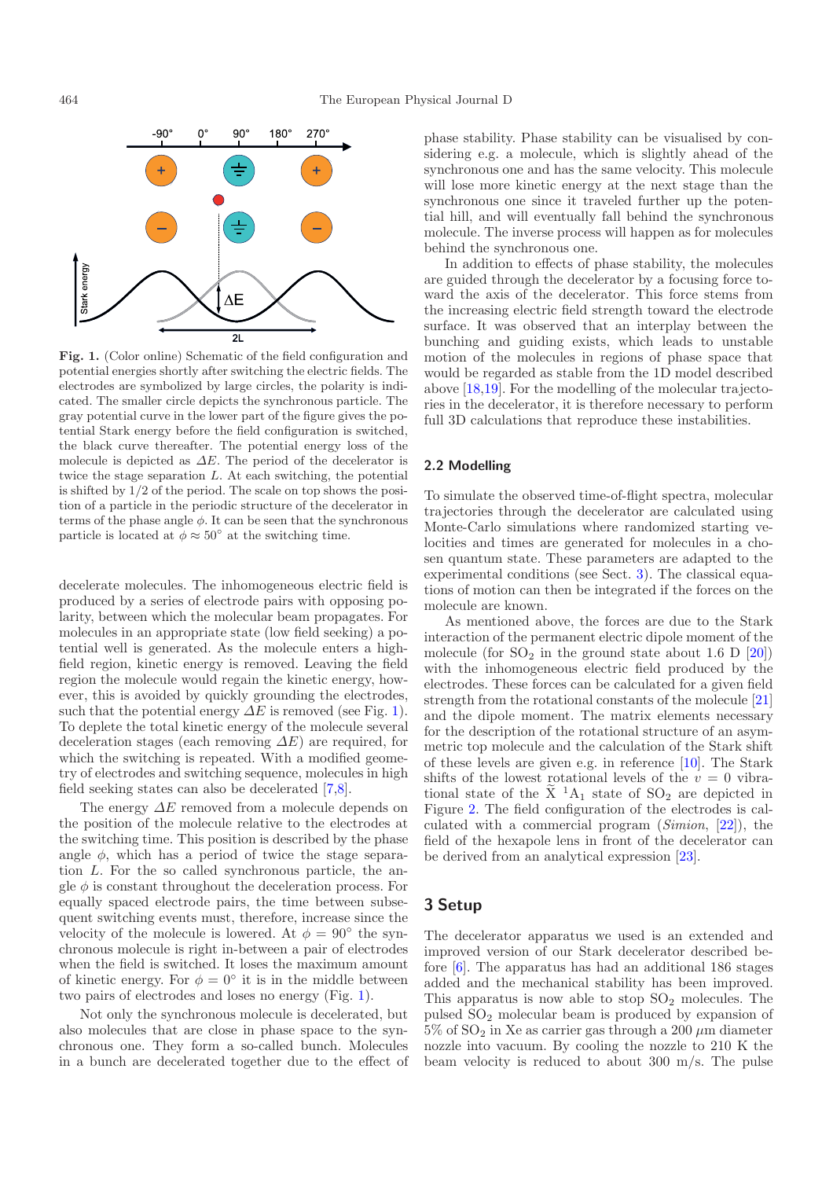Fig. 1. (Color online) Schematic of the field configuration and potential energies shortly after switching the electric fields. The electrodes are symbolized by large circles, the polarity is indicated. The smaller circle depicts the synchronous particle. The gray potential curve in the lower part of the figure gives the potential Stark energy before the field configuration is switched, the black curve thereafter. The potential energy loss of the molecule is depicted as $\Delta E$. The period of the decelerator is twice the stage separation $L$. At each switching, the potential is shifted by 1/2 of the period. The scale on top shows the position of a particle in the periodic structure of the decelerator in terms of the phase angle $\phi$. It can be seen that the synchronous particle is located at $\phi \approx 50°$ at the switching time.

decelerate molecules. The inhomogeneous electric field is produced by a series of electrode pairs with opposing polarity, between which the molecular beam propagates. For molecules in an appropriate state (low field seeking) a potential well is generated. As the molecule enters a high-field region, kinetic energy is removed. Leaving the field region the molecule would regain the kinetic energy, however, this is avoided by quickly grounding the electrodes, such that the potential energy $\Delta E$ is removed (see Fig. 1). To deplete the total kinetic energy of the molecule several deceleration stages (each removing $\Delta E$) are required, for which the switching is repeated. With a modified geometry of electrodes and switching sequence, molecules in high field seeking states can also be decelerated [7,8].

The energy $\Delta E$ removed from a molecule depends on the position of the molecule relative to the electrodes at the switching time. This position is described by the phase angle $\phi$, which has a period of twice the stage separation $L$. For the so called synchronous particle, the angle $\phi$ is constant throughout the deceleration process. For equally spaced electrode pairs, the time between subsequent switching events must, therefore, increase since the velocity of the molecule is lowered. At $\phi = 90°$ the synchronous molecule is right in-between a pair of electrodes when the field is switched. It loses the maximum amount of kinetic energy. For $\phi = 0°$ it is in the middle between two pairs of electrodes and loses no energy (Fig. 1).

Not only the synchronous molecule is decelerated, but also molecules that are close in phase space to the synchronous one. They form a so-called bunch. Molecules in a bunch are decelerated together due to the effect of phase stability. Phase stability can be visualised by considering e.g. a molecule, which is slightly ahead of the synchronous one and has the same velocity. This molecule will lose more kinetic energy at the next stage than the synchronous one since it traveled further up the potential hill, and will eventually fall behind the synchronous molecule. The inverse process will happen as for molecules behind the synchronous one.

In addition to effects of phase stability, the molecules are guided through the decelerator by a focusing force toward the axis of the decelerator. This force stems from the increasing electric field strength toward the electrode surface. It was observed that an interplay between the bunching and guiding exists, which leads to unstable motion of the molecules in regions of phase space that would be regarded as stable from the 1D model described above [18,19]. For the modelling of the molecular trajectories in the decelerator, it is therefore necessary to perform full 3D calculations that reproduce these instabilities.

### 2.2 Modelling

To simulate the observed time-of-flight spectra, molecular trajectories through the decelerator are calculated using Monte-Carlo simulations where randomized starting velocities and times are generated for molecules in a chosen quantum state. These parameters are adapted to the experimental conditions (see Sect. 3). The classical equations of motion can then be integrated if the forces on the molecule are known.

As mentioned above, the forces are due to the Stark interaction of the permanent electric dipole moment of the molecule (for $SO_2$ in the ground state about 1.6 D [20]) with the inhomogeneous electric field produced by the electrodes. These forces can be calculated for a given field strength from the rotational constants of the molecule [21] and the dipole moment. The matrix elements necessary for the description of the rotational structure of an asymmetric top molecule and the calculation of the Stark shift of these levels are given e.g. in reference [10]. The Stark shifts of the lowest rotational levels of the $v = 0$ vibrational state of the $\tilde{X}\ ^1A_1$ state of $SO_2$ are depicted in Figure 2. The field configuration of the electrodes is calculated with a commercial program (*Simion*, [22]), the field of the hexapole lens in front of the decelerator can be derived from an analytical expression [23].

## 3 Setup

The decelerator apparatus we used is an extended and improved version of our Stark decelerator described before [6]. The apparatus has had an additional 186 stages added and the mechanical stability has been improved. This apparatus is now able to stop $SO_2$ molecules. The pulsed $SO_2$ molecular beam is produced by expansion of 5% of $SO_2$ in Xe as carrier gas through a 200 $\mu$m diameter nozzle into vacuum. By cooling the nozzle to 210 K the beam velocity is reduced to about 300 m/s. The pulse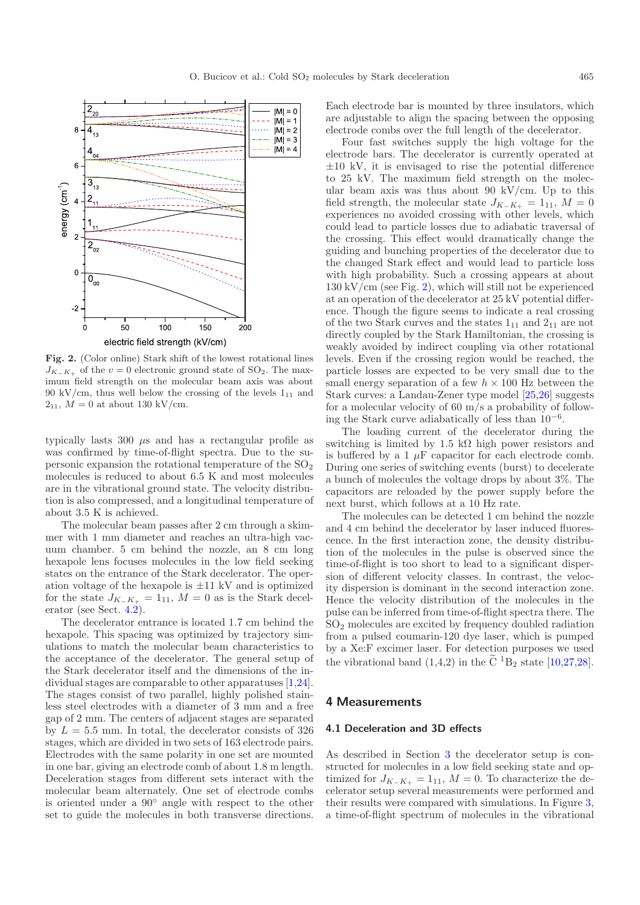**Fig. 2.** (Color online) Stark shift of the lowest rotational lines $J_{K_-K_+}$ of the $v = 0$ electronic ground state of $SO_2$. The maximum field strength on the molecular beam axis was about 90 kV/cm, thus well below the crossing of the levels $1_{11}$ and $2_{11}$, $M = 0$ at about 130 kV/cm.

typically lasts 300 $\mu$s and has a rectangular profile as was confirmed by time-of-flight spectra. Due to the supersonic expansion the rotational temperature of the $SO_2$ molecules is reduced to about 6.5 K and most molecules are in the vibrational ground state. The velocity distribution is also compressed, and a longitudinal temperature of about 3.5 K is achieved.

The molecular beam passes after 2 cm through a skimmer with 1 mm diameter and reaches an ultra-high vacuum chamber. 5 cm behind the nozzle, an 8 cm long hexapole lens focuses molecules in the low field seeking states on the entrance of the Stark decelerator. The operation voltage of the hexapole is $\pm 11$ kV and is optimized for the state $J_{K_-K_+} = 1_{11}$, $M = 0$ as is the Stark decelerator (see Sect. 4.2).

The decelerator entrance is located 1.7 cm behind the hexapole. This spacing was optimized by trajectory simulations to match the molecular beam characteristics to the acceptance of the decelerator. The general setup of the Stark decelerator itself and the dimensions of the individual stages are comparable to other apparatuses [1,24]. The stages consist of two parallel, highly polished stainless steel electrodes with a diameter of 3 mm and a free gap of 2 mm. The centers of adjacent stages are separated by $L = 5.5$ mm. In total, the decelerator consists of 326 stages, which are divided in two sets of 163 electrode pairs. Electrodes with the same polarity in one set are mounted in one bar, giving an electrode comb of about 1.8 m length. Deceleration stages from different sets interact with the molecular beam alternately. One set of electrode combs is oriented under a 90° angle with respect to the other set to guide the molecules in both transverse directions. Each electrode bar is mounted by three insulators, which are adjustable to align the spacing between the opposing electrode combs over the full length of the decelerator.

Four fast switches supply the high voltage for the electrode bars. The decelerator is currently operated at $\pm 10$ kV, it is envisaged to rise the potential difference to 25 kV. The maximum field strength on the molecular beam axis was thus about 90 kV/cm. Up to this field strength, the molecular state $J_{K_-K_+} = 1_{11}$, $M = 0$ experiences no avoided crossing with other levels, which could lead to particle losses due to adiabatic traversal of the crossing. This effect would dramatically change the guiding and bunching properties of the decelerator due to the changed Stark effect and would lead to particle loss with high probability. Such a crossing appears at about 130 kV/cm (see Fig. 2), which will still not be experienced at an operation of the decelerator at 25 kV potential difference. Though the figure seems to indicate a real crossing of the two Stark curves and the states $1_{11}$ and $2_{11}$ are not directly coupled by the Stark Hamiltonian, the crossing is weakly avoided by indirect coupling via other rotational levels. Even if the crossing region would be reached, the particle losses are expected to be very small due to the small energy separation of a few $h \times 100$ Hz between the Stark curves: a Landau-Zener type model [25,26] suggests for a molecular velocity of 60 m/s a probability of following the Stark curve adiabatically of less than $10^{-6}$.

The loading current of the decelerator during the switching is limited by 1.5 k$\Omega$ high power resistors and is buffered by a 1 $\mu$F capacitor for each electrode comb. During one series of switching events (burst) to decelerate a bunch of molecules the voltage drops by about 3%. The capacitors are reloaded by the power supply before the next burst, which follows at a 10 Hz rate.

The molecules can be detected 1 cm behind the nozzle and 4 cm behind the decelerator by laser induced fluorescence. In the first interaction zone, the density distribution of the molecules in the pulse is observed since the time-of-flight is too short to lead to a significant dispersion of different velocity classes. In contrast, the velocity dispersion is dominant in the second interaction zone. Hence the velocity distribution of the molecules in the pulse can be inferred from time-of-flight spectra there. The $SO_2$ molecules are excited by frequency doubled radiation from a pulsed coumarin-120 dye laser, which is pumped by a Xe:F excimer laser. For detection purposes we used the vibrational band (1,4,2) in the $\widetilde{C}\ {}^1B_2$ state [10,27,28].

## 4 Measurements

### 4.1 Deceleration and 3D effects

As described in Section 3 the decelerator setup is constructed for molecules in a low field seeking state and optimized for $J_{K_-K_+} = 1_{11}$, $M = 0$. To characterize the decelerator setup several measurements were performed and their results were compared with simulations. In Figure 3, a time-of-flight spectrum of molecules in the vibrational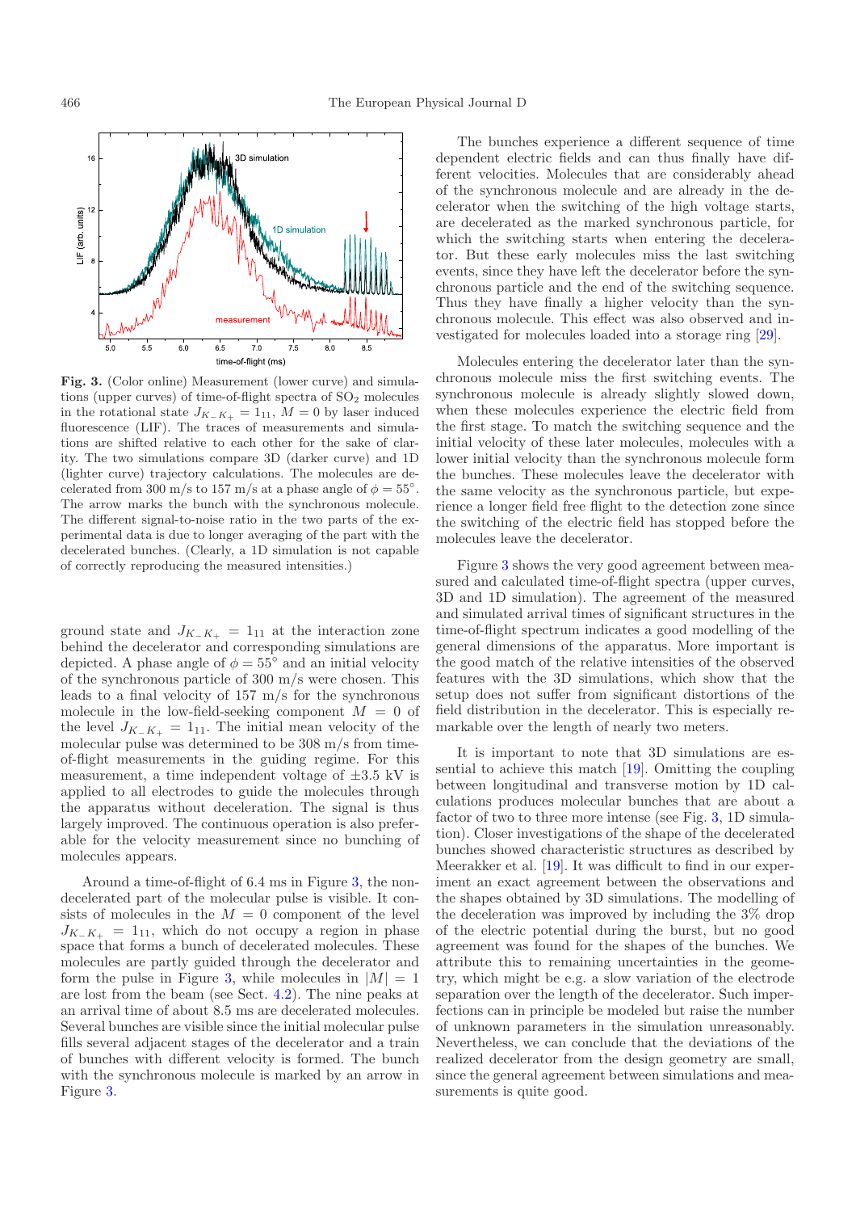**Fig. 3.** (Color online) Measurement (lower curve) and simulations (upper curves) of time-of-flight spectra of $SO_2$ molecules in the rotational state $J_{K_-K_+} = 1_{11}$, $M = 0$ by laser induced fluorescence (LIF). The traces of measurements and simulations are shifted relative to each other for the sake of clarity. The two simulations compare 3D (darker curve) and 1D (lighter curve) trajectory calculations. The molecules are decelerated from 300 m/s to 157 m/s at a phase angle of $\phi = 55°$. The arrow marks the bunch with the synchronous molecule. The different signal-to-noise ratio in the two parts of the experimental data is due to longer averaging of the part with the decelerated bunches. (Clearly, a 1D simulation is not capable of correctly reproducing the measured intensities.)

ground state and $J_{K_-K_+} = 1_{11}$ at the interaction zone behind the decelerator and corresponding simulations are depicted. A phase angle of $\phi = 55°$ and an initial velocity of the synchronous particle of 300 m/s were chosen. This leads to a final velocity of 157 m/s for the synchronous molecule in the low-field-seeking component $M = 0$ of the level $J_{K_-K_+} = 1_{11}$. The initial mean velocity of the molecular pulse was determined to be 308 m/s from time-of-flight measurements in the guiding regime. For this measurement, a time independent voltage of $\pm 3.5$ kV is applied to all electrodes to guide the molecules through the apparatus without deceleration. The signal is thus largely improved. The continuous operation is also preferable for the velocity measurement since no bunching of molecules appears.

Around a time-of-flight of 6.4 ms in Figure 3, the non-decelerated part of the molecular pulse is visible. It consists of molecules in the $M = 0$ component of the level $J_{K_-K_+} = 1_{11}$, which do not occupy a region in phase space that forms a bunch of decelerated molecules. These molecules are partly guided through the decelerator and form the pulse in Figure 3, while molecules in $|M| = 1$ are lost from the beam (see Sect. 4.2). The nine peaks at an arrival time of about 8.5 ms are decelerated molecules. Several bunches are visible since the initial molecular pulse fills several adjacent stages of the decelerator and a train of bunches with different velocity is formed. The bunch with the synchronous molecule is marked by an arrow in Figure 3.

The bunches experience a different sequence of time dependent electric fields and can thus finally have different velocities. Molecules that are considerably ahead of the synchronous molecule and are already in the decelerator when the switching of the high voltage starts, are decelerated as the marked synchronous particle, for which the switching starts when entering the decelerator. But these early molecules miss the last switching events, since they have left the decelerator before the synchronous particle and the end of the switching sequence. Thus they have finally a higher velocity than the synchronous molecule. This effect was also observed and investigated for molecules loaded into a storage ring [29].

Molecules entering the decelerator later than the synchronous molecule miss the first switching events. The synchronous molecule is already slightly slowed down, when these molecules experience the electric field from the first stage. To match the switching sequence and the initial velocity of these later molecules, molecules with a lower initial velocity than the synchronous molecule form the bunches. These molecules leave the decelerator with the same velocity as the synchronous particle, but experience a longer field free flight to the detection zone since the switching of the electric field has stopped before the molecules leave the decelerator.

Figure 3 shows the very good agreement between measured and calculated time-of-flight spectra (upper curves, 3D and 1D simulation). The agreement of the measured and simulated arrival times of significant structures in the time-of-flight spectrum indicates a good modelling of the general dimensions of the apparatus. More important is the good match of the relative intensities of the observed features with the 3D simulations, which show that the setup does not suffer from significant distortions of the field distribution in the decelerator. This is especially remarkable over the length of nearly two meters.

It is important to note that 3D simulations are essential to achieve this match [19]. Omitting the coupling between longitudinal and transverse motion by 1D calculations produces molecular bunches that are about a factor of two to three more intense (see Fig. 3, 1D simulation). Closer investigations of the shape of the decelerated bunches showed characteristic structures as described by Meerakker et al. [19]. It was difficult to find in our experiment an exact agreement between the observations and the shapes obtained by 3D simulations. The modelling of the deceleration was improved by including the 3% drop of the electric potential during the burst, but no good agreement was found for the shapes of the bunches. We attribute this to remaining uncertainties in the geometry, which might be e.g. a slow variation of the electrode separation over the length of the decelerator. Such imperfections can in principle be modeled but raise the number of unknown parameters in the simulation unreasonably. Nevertheless, we can conclude that the deviations of the realized decelerator from the design geometry are small, since the general agreement between simulations and measurements is quite good.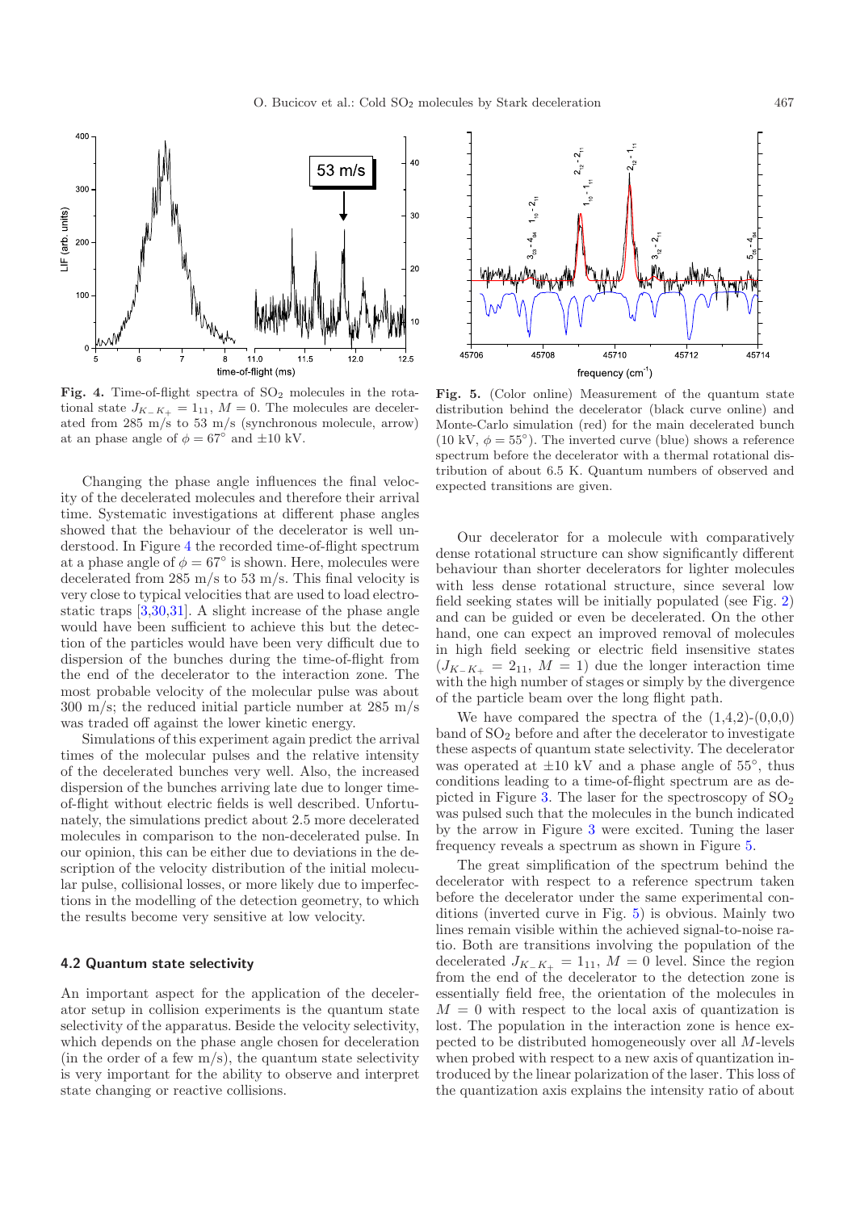**Fig. 4.** Time-of-flight spectra of $SO_2$ molecules in the rotational state $J_{K_-K_+} = 1_{11}$, $M = 0$. The molecules are decelerated from 285 m/s to 53 m/s (synchronous molecule, arrow) at an phase angle of $\phi = 67°$ and $\pm 10$ kV.

**Fig. 5.** (Color online) Measurement of the quantum state distribution behind the decelerator (black curve online) and Monte-Carlo simulation (red) for the main decelerated bunch (10 kV, $\phi = 55°$). The inverted curve (blue) shows a reference spectrum before the decelerator with a thermal rotational distribution of about 6.5 K. Quantum numbers of observed and expected transitions are given.

Changing the phase angle influences the final velocity of the decelerated molecules and therefore their arrival time. Systematic investigations at different phase angles showed that the behaviour of the decelerator is well understood. In Figure 4 the recorded time-of-flight spectrum at a phase angle of $\phi = 67°$ is shown. Here, molecules were decelerated from 285 m/s to 53 m/s. This final velocity is very close to typical velocities that are used to load electrostatic traps [3,30,31]. A slight increase of the phase angle would have been sufficient to achieve this but the detection of the particles would have been very difficult due to dispersion of the bunches during the time-of-flight from the end of the decelerator to the interaction zone. The most probable velocity of the molecular pulse was about 300 m/s; the reduced initial particle number at 285 m/s was traded off against the lower kinetic energy.

Simulations of this experiment again predict the arrival times of the molecular pulses and the relative intensity of the decelerated bunches very well. Also, the increased dispersion of the bunches arriving late due to longer time-of-flight without electric fields is well described. Unfortunately, the simulations predict about 2.5 more decelerated molecules in comparison to the non-decelerated pulse. In our opinion, this can be either due to deviations in the description of the velocity distribution of the initial molecular pulse, collisional losses, or more likely due to imperfections in the modelling of the detection geometry, to which the results become very sensitive at low velocity.

### 4.2 Quantum state selectivity

An important aspect for the application of the decelerator setup in collision experiments is the quantum state selectivity of the apparatus. Beside the velocity selectivity, which depends on the phase angle chosen for deceleration (in the order of a few m/s), the quantum state selectivity is very important for the ability to observe and interpret state changing or reactive collisions.

Our decelerator for a molecule with comparatively dense rotational structure can show significantly different behaviour than shorter decelerators for lighter molecules with less dense rotational structure, since several low field seeking states will be initially populated (see Fig. 2) and can be guided or even be decelerated. On the other hand, one can expect an improved removal of molecules in high field seeking or electric field insensitive states ($J_{K_-K_+} = 2_{11}$, $M = 1$) due the longer interaction time with the high number of stages or simply by the divergence of the particle beam over the long flight path.

We have compared the spectra of the (1,4,2)-(0,0,0) band of $SO_2$ before and after the decelerator to investigate these aspects of quantum state selectivity. The decelerator was operated at $\pm 10$ kV and a phase angle of 55°, thus conditions leading to a time-of-flight spectrum are as depicted in Figure 3. The laser for the spectroscopy of $SO_2$ was pulsed such that the molecules in the bunch indicated by the arrow in Figure 3 were excited. Tuning the laser frequency reveals a spectrum as shown in Figure 5.

The great simplification of the spectrum behind the decelerator with respect to a reference spectrum taken before the decelerator under the same experimental conditions (inverted curve in Fig. 5) is obvious. Mainly two lines remain visible within the achieved signal-to-noise ratio. Both are transitions involving the population of the decelerated $J_{K_-K_+} = 1_{11}$, $M = 0$ level. Since the region from the end of the decelerator to the detection zone is essentially field free, the orientation of the molecules in $M = 0$ with respect to the local axis of quantization is lost. The population in the interaction zone is hence expected to be distributed homogeneously over all $M$-levels when probed with respect to a new axis of quantization introduced by the linear polarization of the laser. This loss of the quantization axis explains the intensity ratio of about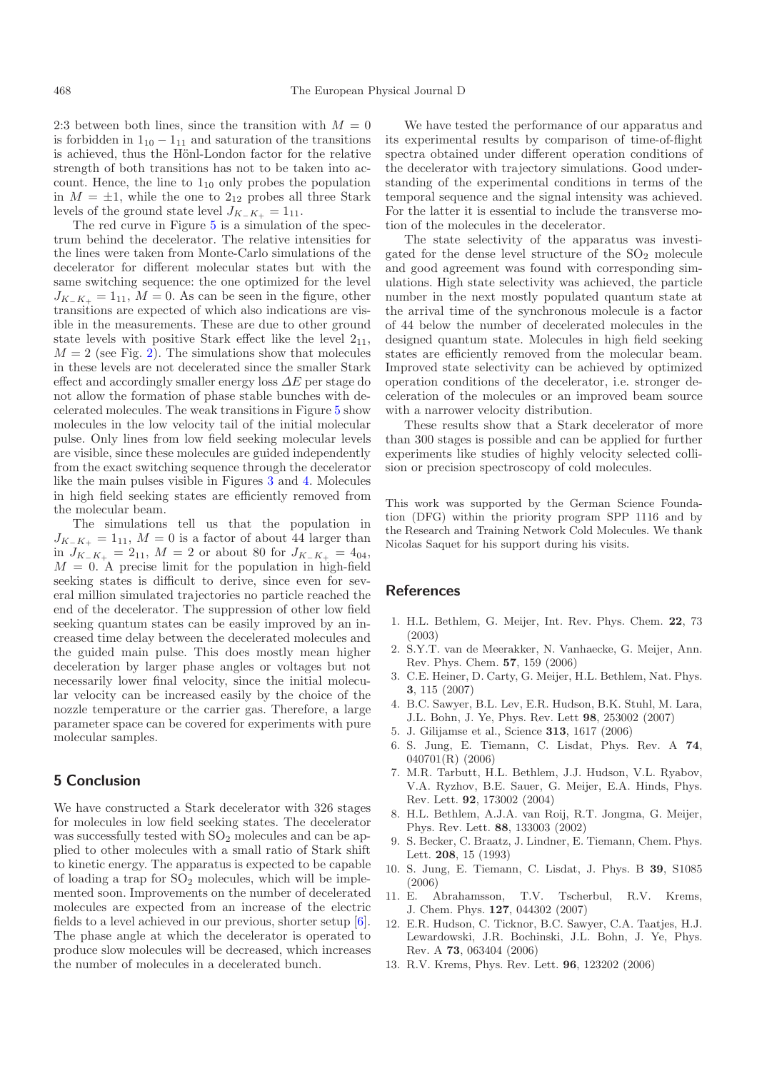2:3 between both lines, since the transition with $M = 0$ is forbidden in $1_{10} - 1_{11}$ and saturation of the transitions is achieved, thus the Hönl-London factor for the relative strength of both transitions has not to be taken into account. Hence, the line to $1_{10}$ only probes the population in $M = \pm 1$, while the one to $2_{12}$ probes all three Stark levels of the ground state level $J_{K_- K_+} = 1_{11}$.

The red curve in Figure 5 is a simulation of the spectrum behind the decelerator. The relative intensities for the lines were taken from Monte-Carlo simulations of the decelerator for different molecular states but with the same switching sequence: the one optimized for the level $J_{K_- K_+} = 1_{11}$, $M = 0$. As can be seen in the figure, other transitions are expected of which also indications are visible in the measurements. These are due to other ground state levels with positive Stark effect like the level $2_{11}$, $M = 2$ (see Fig. 2). The simulations show that molecules in these levels are not decelerated since the smaller Stark effect and accordingly smaller energy loss $\Delta E$ per stage do not allow the formation of phase stable bunches with decelerated molecules. The weak transitions in Figure 5 show molecules in the low velocity tail of the initial molecular pulse. Only lines from low field seeking molecular levels are visible, since these molecules are guided independently from the exact switching sequence through the decelerator like the main pulses visible in Figures 3 and 4. Molecules in high field seeking states are efficiently removed from the molecular beam.

The simulations tell us that the population in $J_{K_- K_+} = 1_{11}$, $M = 0$ is a factor of about 44 larger than in $J_{K_- K_+} = 2_{11}$, $M = 2$ or about 80 for $J_{K_- K_+} = 4_{04}$, $M = 0$. A precise limit for the population in high-field seeking states is difficult to derive, since even for several million simulated trajectories no particle reached the end of the decelerator. The suppression of other low field seeking quantum states can be easily improved by an increased time delay between the decelerated molecules and the guided main pulse. This does mostly mean higher deceleration by larger phase angles or voltages but not necessarily lower final velocity, since the initial molecular velocity can be increased easily by the choice of the nozzle temperature or the carrier gas. Therefore, a large parameter space can be covered for experiments with pure molecular samples.

## 5 Conclusion

We have constructed a Stark decelerator with 326 stages for molecules in low field seeking states. The decelerator was successfully tested with $SO_2$ molecules and can be applied to other molecules with a small ratio of Stark shift to kinetic energy. The apparatus is expected to be capable of loading a trap for $SO_2$ molecules, which will be implemented soon. Improvements on the number of decelerated molecules are expected from an increase of the electric fields to a level achieved in our previous, shorter setup [6]. The phase angle at which the decelerator is operated to produce slow molecules will be decreased, which increases the number of molecules in a decelerated bunch.

We have tested the performance of our apparatus and its experimental results by comparison of time-of-flight spectra obtained under different operation conditions of the decelerator with trajectory simulations. Good understanding of the experimental conditions in terms of the temporal sequence and the signal intensity was achieved. For the latter it is essential to include the transverse motion of the molecules in the decelerator.

The state selectivity of the apparatus was investigated for the dense level structure of the $SO_2$ molecule and good agreement was found with corresponding simulations. High state selectivity was achieved, the particle number in the next mostly populated quantum state at the arrival time of the synchronous molecule is a factor of 44 below the number of decelerated molecules in the designed quantum state. Molecules in high field seeking states are efficiently removed from the molecular beam. Improved state selectivity can be achieved by optimized operation conditions of the decelerator, i.e. stronger deceleration of the molecules or an improved beam source with a narrower velocity distribution.

These results show that a Stark decelerator of more than 300 stages is possible and can be applied for further experiments like studies of highly velocity selected collision or precision spectroscopy of cold molecules.

This work was supported by the German Science Foundation (DFG) within the priority program SPP 1116 and by the Research and Training Network Cold Molecules. We thank Nicolas Saquet for his support during his visits.

## References

1. H.L. Bethlem, G. Meijer, Int. Rev. Phys. Chem. **22**, 73 (2003)
2. S.Y.T. van de Meerakker, N. Vanhaecke, G. Meijer, Ann. Rev. Phys. Chem. **57**, 159 (2006)
3. C.E. Heiner, D. Carty, G. Meijer, H.L. Bethlem, Nat. Phys. **3**, 115 (2007)
4. B.C. Sawyer, B.L. Lev, E.R. Hudson, B.K. Stuhl, M. Lara, J.L. Bohn, J. Ye, Phys. Rev. Lett **98**, 253002 (2007)
5. J. Gilijamse et al., Science **313**, 1617 (2006)
6. S. Jung, E. Tiemann, C. Lisdat, Phys. Rev. A **74**, 040701(R) (2006)
7. M.R. Tarbutt, H.L. Bethlem, J.J. Hudson, V.L. Ryabov, V.A. Ryzhov, B.E. Sauer, G. Meijer, E.A. Hinds, Phys. Rev. Lett. **92**, 173002 (2004)
8. H.L. Bethlem, A.J.A. van Roij, R.T. Jongma, G. Meijer, Phys. Rev. Lett. **88**, 133003 (2002)
9. S. Becker, C. Braatz, J. Lindner, E. Tiemann, Chem. Phys. Lett. **208**, 15 (1993)
10. S. Jung, E. Tiemann, C. Lisdat, J. Phys. B **39**, S1085 (2006)
11. E. Abrahamsson, T.V. Tscherbul, R.V. Krems, J. Chem. Phys. **127**, 044302 (2007)
12. E.R. Hudson, C. Ticknor, B.C. Sawyer, C.A. Taatjes, H.J. Lewardowski, J.R. Bochinski, J.L. Bohn, J. Ye, Phys. Rev. A **73**, 063404 (2006)
13. R.V. Krems, Phys. Rev. Lett. **96**, 123202 (2006)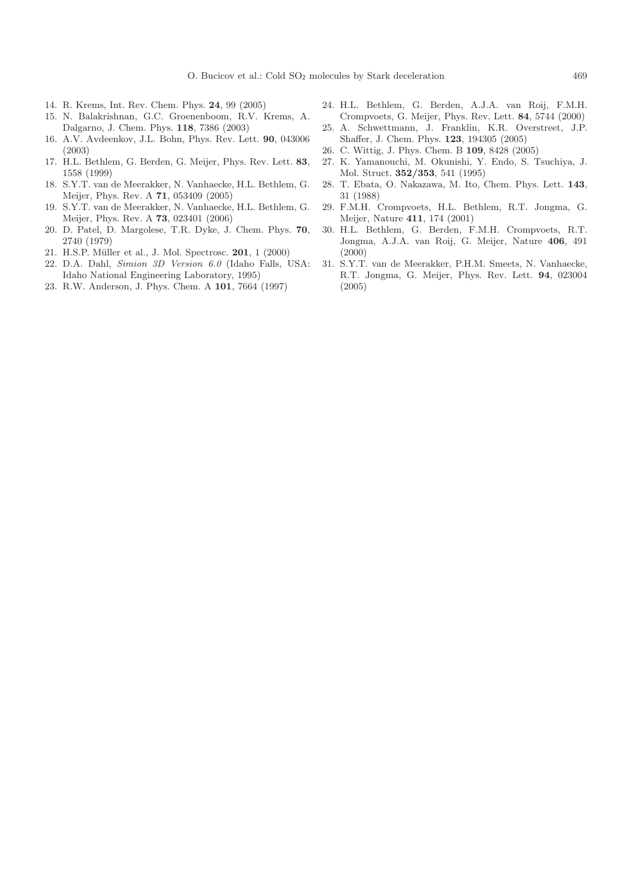14. R. Krems, Int. Rev. Chem. Phys. **24**, 99 (2005)
15. N. Balakrishnan, G.C. Groenenboom, R.V. Krems, A. Dalgarno, J. Chem. Phys. **118**, 7386 (2003)
16. A.V. Avdeenkov, J.L. Bohn, Phys. Rev. Lett. **90**, 043006 (2003)
17. H.L. Bethlem, G. Berden, G. Meijer, Phys. Rev. Lett. **83**, 1558 (1999)
18. S.Y.T. van de Meerakker, N. Vanhaecke, H.L. Bethlem, G. Meijer, Phys. Rev. A **71**, 053409 (2005)
19. S.Y.T. van de Meerakker, N. Vanhaecke, H.L. Bethlem, G. Meijer, Phys. Rev. A **73**, 023401 (2006)
20. D. Patel, D. Margolese, T.R. Dyke, J. Chem. Phys. **70**, 2740 (1979)
21. H.S.P. Müller et al., J. Mol. Spectrosc. **201**, 1 (2000)
22. D.A. Dahl, *Simion 3D Version 6.0* (Idaho Falls, USA: Idaho National Engineering Laboratory, 1995)
23. R.W. Anderson, J. Phys. Chem. A **101**, 7664 (1997)
24. H.L. Bethlem, G. Berden, A.J.A. van Roij, F.M.H. Crompvoets, G. Meijer, Phys. Rev. Lett. **84**, 5744 (2000)
25. A. Schwettmann, J. Franklin, K.R. Overstreet, J.P. Shaffer, J. Chem. Phys. **123**, 194305 (2005)
26. C. Wittig, J. Phys. Chem. B **109**, 8428 (2005)
27. K. Yamanouchi, M. Okunishi, Y. Endo, S. Tsuchiya, J. Mol. Struct. **352/353**, 541 (1995)
28. T. Ebata, O. Nakazawa, M. Ito, Chem. Phys. Lett. **143**, 31 (1988)
29. F.M.H. Crompvoets, H.L. Bethlem, R.T. Jongma, G. Meijer, Nature **411**, 174 (2001)
30. H.L. Bethlem, G. Berden, F.M.H. Crompvoets, R.T. Jongma, A.J.A. van Roij, G. Meijer, Nature **406**, 491 (2000)
31. S.Y.T. van de Meerakker, P.H.M. Smeets, N. Vanhaecke, R.T. Jongma, G. Meijer, Phys. Rev. Lett. **94**, 023004 (2005)